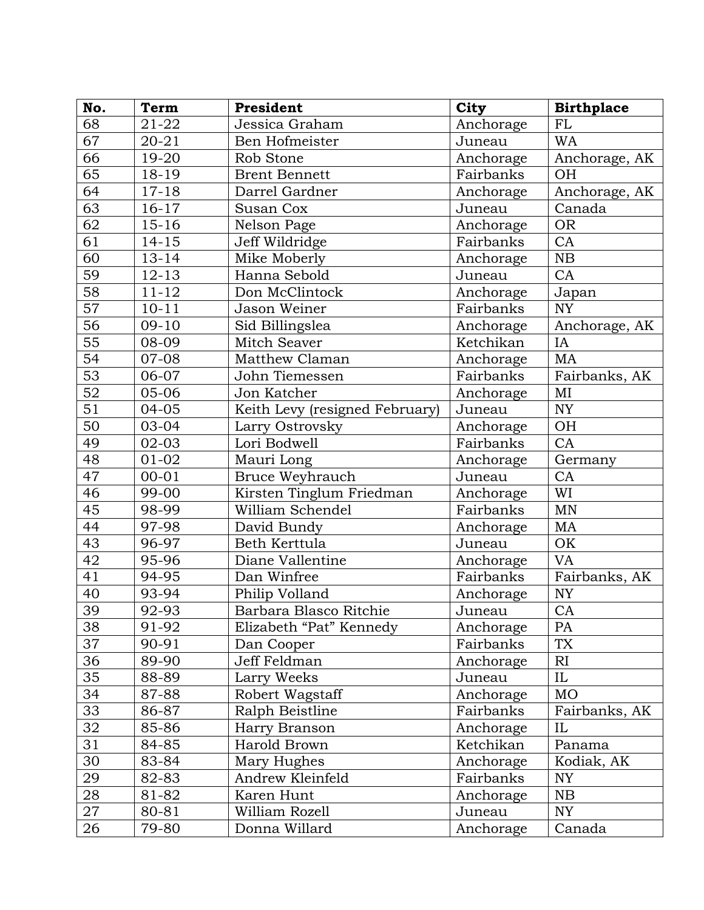| No. | Term | President | City | Birthplace |
|---|---|---|---|---|
| 68 | 21-22 | Jessica Graham | Anchorage | FL |
| 67 | 20-21 | Ben Hofmeister | Juneau | WA |
| 66 | 19-20 | Rob Stone | Anchorage | Anchorage, AK |
| 65 | 18-19 | Brent Bennett | Fairbanks | OH |
| 64 | 17-18 | Darrel Gardner | Anchorage | Anchorage, AK |
| 63 | 16-17 | Susan Cox | Juneau | Canada |
| 62 | 15-16 | Nelson Page | Anchorage | OR |
| 61 | 14-15 | Jeff Wildridge | Fairbanks | CA |
| 60 | 13-14 | Mike Moberly | Anchorage | NB |
| 59 | 12-13 | Hanna Sebold | Juneau | CA |
| 58 | 11-12 | Don McClintock | Anchorage | Japan |
| 57 | 10-11 | Jason Weiner | Fairbanks | NY |
| 56 | 09-10 | Sid Billingslea | Anchorage | Anchorage, AK |
| 55 | 08-09 | Mitch Seaver | Ketchikan | IA |
| 54 | 07-08 | Matthew Claman | Anchorage | MA |
| 53 | 06-07 | John Tiemessen | Fairbanks | Fairbanks, AK |
| 52 | 05-06 | Jon Katcher | Anchorage | MI |
| 51 | 04-05 | Keith Levy (resigned February) | Juneau | NY |
| 50 | 03-04 | Larry Ostrovsky | Anchorage | OH |
| 49 | 02-03 | Lori Bodwell | Fairbanks | CA |
| 48 | 01-02 | Mauri Long | Anchorage | Germany |
| 47 | 00-01 | Bruce Weyhrauch | Juneau | CA |
| 46 | 99-00 | Kirsten Tinglum Friedman | Anchorage | WI |
| 45 | 98-99 | William Schendel | Fairbanks | MN |
| 44 | 97-98 | David Bundy | Anchorage | MA |
| 43 | 96-97 | Beth Kerttula | Juneau | OK |
| 42 | 95-96 | Diane Vallentine | Anchorage | VA |
| 41 | 94-95 | Dan Winfree | Fairbanks | Fairbanks, AK |
| 40 | 93-94 | Philip Volland | Anchorage | NY |
| 39 | 92-93 | Barbara Blasco Ritchie | Juneau | CA |
| 38 | 91-92 | Elizabeth "Pat" Kennedy | Anchorage | PA |
| 37 | 90-91 | Dan Cooper | Fairbanks | TX |
| 36 | 89-90 | Jeff Feldman | Anchorage | RI |
| 35 | 88-89 | Larry Weeks | Juneau | IL |
| 34 | 87-88 | Robert Wagstaff | Anchorage | MO |
| 33 | 86-87 | Ralph Beistline | Fairbanks | Fairbanks, AK |
| 32 | 85-86 | Harry Branson | Anchorage | IL |
| 31 | 84-85 | Harold Brown | Ketchikan | Panama |
| 30 | 83-84 | Mary Hughes | Anchorage | Kodiak, AK |
| 29 | 82-83 | Andrew Kleinfeld | Fairbanks | NY |
| 28 | 81-82 | Karen Hunt | Anchorage | NB |
| 27 | 80-81 | William Rozell | Juneau | NY |
| 26 | 79-80 | Donna Willard | Anchorage | Canada |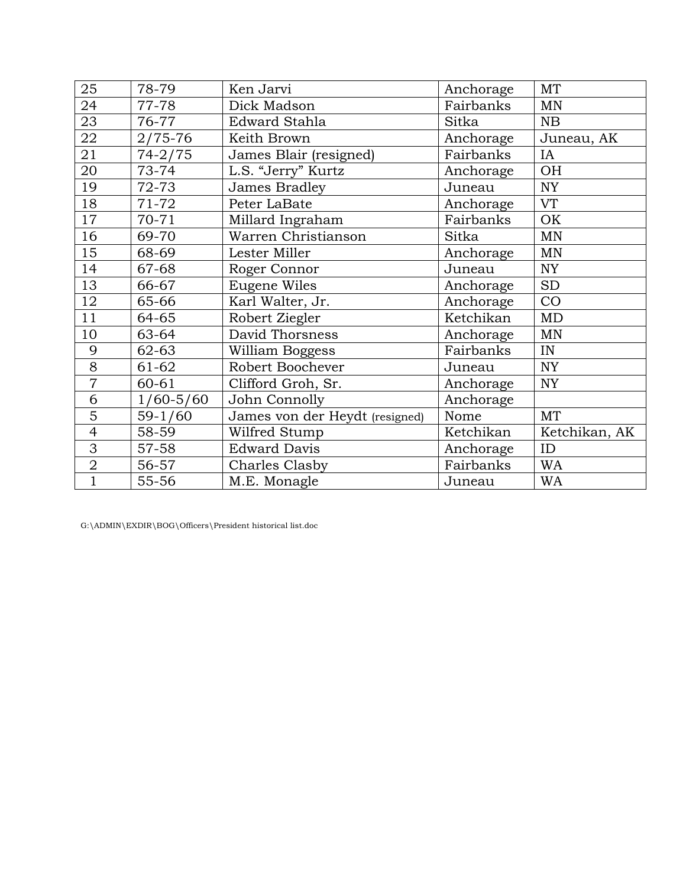| | | | | |
|---|---|---|---|---|
| 25 | 78-79 | Ken Jarvi | Anchorage | MT |
| 24 | 77-78 | Dick Madson | Fairbanks | MN |
| 23 | 76-77 | Edward Stahla | Sitka | NB |
| 22 | 2/75-76 | Keith Brown | Anchorage | Juneau, AK |
| 21 | 74-2/75 | James Blair (resigned) | Fairbanks | IA |
| 20 | 73-74 | L.S. “Jerry” Kurtz | Anchorage | OH |
| 19 | 72-73 | James Bradley | Juneau | NY |
| 18 | 71-72 | Peter LaBate | Anchorage | VT |
| 17 | 70-71 | Millard Ingraham | Fairbanks | OK |
| 16 | 69-70 | Warren Christianson | Sitka | MN |
| 15 | 68-69 | Lester Miller | Anchorage | MN |
| 14 | 67-68 | Roger Connor | Juneau | NY |
| 13 | 66-67 | Eugene Wiles | Anchorage | SD |
| 12 | 65-66 | Karl Walter, Jr. | Anchorage | CO |
| 11 | 64-65 | Robert Ziegler | Ketchikan | MD |
| 10 | 63-64 | David Thorsness | Anchorage | MN |
| 9 | 62-63 | William Boggess | Fairbanks | IN |
| 8 | 61-62 | Robert Boochever | Juneau | NY |
| 7 | 60-61 | Clifford Groh, Sr. | Anchorage | NY |
| 6 | 1/60-5/60 | John Connolly | Anchorage | |
| 5 | 59-1/60 | James von der Heydt (resigned) | Nome | MT |
| 4 | 58-59 | Wilfred Stump | Ketchikan | Ketchikan, AK |
| 3 | 57-58 | Edward Davis | Anchorage | ID |
| 2 | 56-57 | Charles Clasby | Fairbanks | WA |
| 1 | 55-56 | M.E. Monagle | Juneau | WA |

G:\ADMIN\EXDIR\BOG\Officers\President historical list.doc